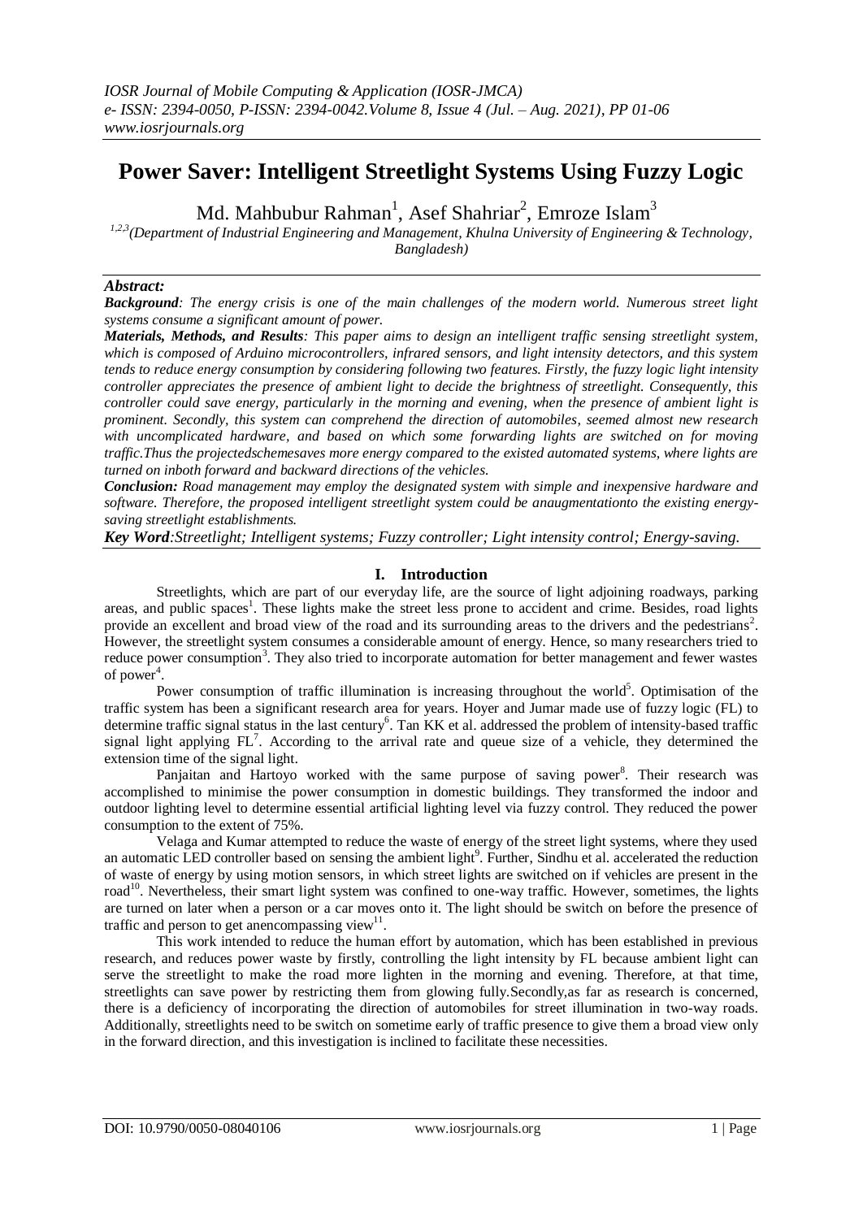# Power Saver: Intelligent Streetlight Systems Using Fuzzy Logic

Md. Mahbubur Rahman[1], Asef Shahriar[2], Emroze Islam[3]

*[1,2,3](Department of Industrial Engineering and Management, Khulna University of Engineering & Technology, Bangladesh)*

---

***Abstract:***

***Background**: The energy crisis is one of the main challenges of the modern world. Numerous street light systems consume a significant amount of power.*

***Materials, Methods, and Results**: This paper aims to design an intelligent traffic sensing streetlight system, which is composed of Arduino microcontrollers, infrared sensors, and light intensity detectors, and this system tends to reduce energy consumption by considering following two features. Firstly, the fuzzy logic light intensity controller appreciates the presence of ambient light to decide the brightness of streetlight. Consequently, this controller could save energy, particularly in the morning and evening, when the presence of ambient light is prominent. Secondly, this system can comprehend the direction of automobiles, seemed almost new research with uncomplicated hardware, and based on which some forwarding lights are switched on for moving traffic.Thus the projectedschemesaves more energy compared to the existed automated systems, where lights are turned on inboth forward and backward directions of the vehicles.*

***Conclusion:** Road management may employ the designated system with simple and inexpensive hardware and software. Therefore, the proposed intelligent streetlight system could be anaugmentationto the existing energy-saving streetlight establishments.*

***Key Word**:Streetlight; Intelligent systems; Fuzzy controller; Light intensity control; Energy-saving.*

---

## I. Introduction

Streetlights, which are part of our everyday life, are the source of light adjoining roadways, parking areas, and public spaces[1]. These lights make the street less prone to accident and crime. Besides, road lights provide an excellent and broad view of the road and its surrounding areas to the drivers and the pedestrians[2]. However, the streetlight system consumes a considerable amount of energy. Hence, so many researchers tried to reduce power consumption[3]. They also tried to incorporate automation for better management and fewer wastes of power[4].

Power consumption of traffic illumination is increasing throughout the world[5]. Optimisation of the traffic system has been a significant research area for years. Hoyer and Jumar made use of fuzzy logic (FL) to determine traffic signal status in the last century[6]. Tan KK et al. addressed the problem of intensity-based traffic signal light applying FL[7]. According to the arrival rate and queue size of a vehicle, they determined the extension time of the signal light.

Panjaitan and Hartoyo worked with the same purpose of saving power[8]. Their research was accomplished to minimise the power consumption in domestic buildings. They transformed the indoor and outdoor lighting level to determine essential artificial lighting level via fuzzy control. They reduced the power consumption to the extent of 75%.

Velaga and Kumar attempted to reduce the waste of energy of the street light systems, where they used an automatic LED controller based on sensing the ambient light[9]. Further, Sindhu et al. accelerated the reduction of waste of energy by using motion sensors, in which street lights are switched on if vehicles are present in the road[10]. Nevertheless, their smart light system was confined to one-way traffic. However, sometimes, the lights are turned on later when a person or a car moves onto it. The light should be switch on before the presence of traffic and person to get anencompassing view[11].

This work intended to reduce the human effort by automation, which has been established in previous research, and reduces power waste by firstly, controlling the light intensity by FL because ambient light can serve the streetlight to make the road more lighten in the morning and evening. Therefore, at that time, streetlights can save power by restricting them from glowing fully.Secondly,as far as research is concerned, there is a deficiency of incorporating the direction of automobiles for street illumination in two-way roads. Additionally, streetlights need to be switch on sometime early of traffic presence to give them a broad view only in the forward direction, and this investigation is inclined to facilitate these necessities.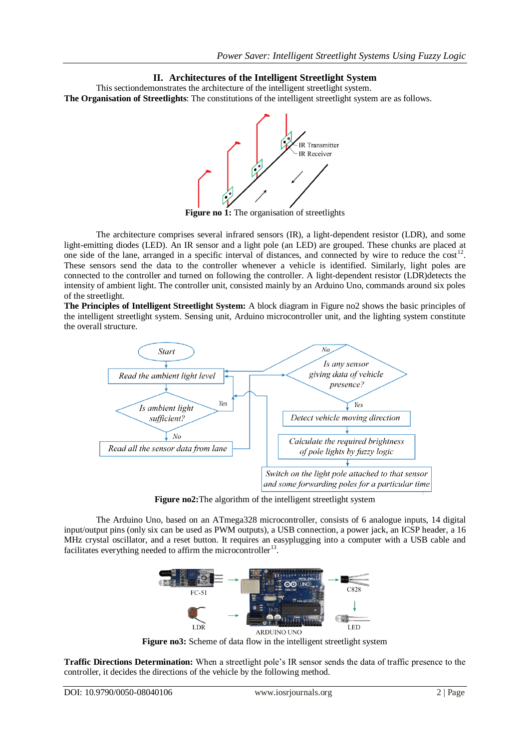## II. Architectures of the Intelligent Streetlight System

This sectiondemonstrates the architecture of the intelligent streetlight system.

**The Organisation of Streetlights**: The constitutions of the intelligent streetlight system are as follows.

**Figure no 1:** The organisation of streetlights

The architecture comprises several infrared sensors (IR), a light-dependent resistor (LDR), and some light-emitting diodes (LED). An IR sensor and a light pole (an LED) are grouped. These chunks are placed at one side of the lane, arranged in a specific interval of distances, and connected by wire to reduce the cost[12]. These sensors send the data to the controller whenever a vehicle is identified. Similarly, light poles are connected to the controller and turned on following the controller. A light-dependent resistor (LDR)detects the intensity of ambient light. The controller unit, consisted mainly by an Arduino Uno, commands around six poles of the streetlight.

**The Principles of Intelligent Streetlight System:** A block diagram in Figure no2 shows the basic principles of the intelligent streetlight system. Sensing unit, Arduino microcontroller unit, and the lighting system constitute the overall structure.

**Figure no2:**The algorithm of the intelligent streetlight system

The Arduino Uno, based on an ATmega328 microcontroller, consists of 6 analogue inputs, 14 digital input/output pins (only six can be used as PWM outputs), a USB connection, a power jack, an ICSP header, a 16 MHz crystal oscillator, and a reset button. It requires an easyplugging into a computer with a USB cable and facilitates everything needed to affirm the microcontroller[13].

**Figure no3:** Scheme of data flow in the intelligent streetlight system

**Traffic Directions Determination:** When a streetlight pole's IR sensor sends the data of traffic presence to the controller, it decides the directions of the vehicle by the following method.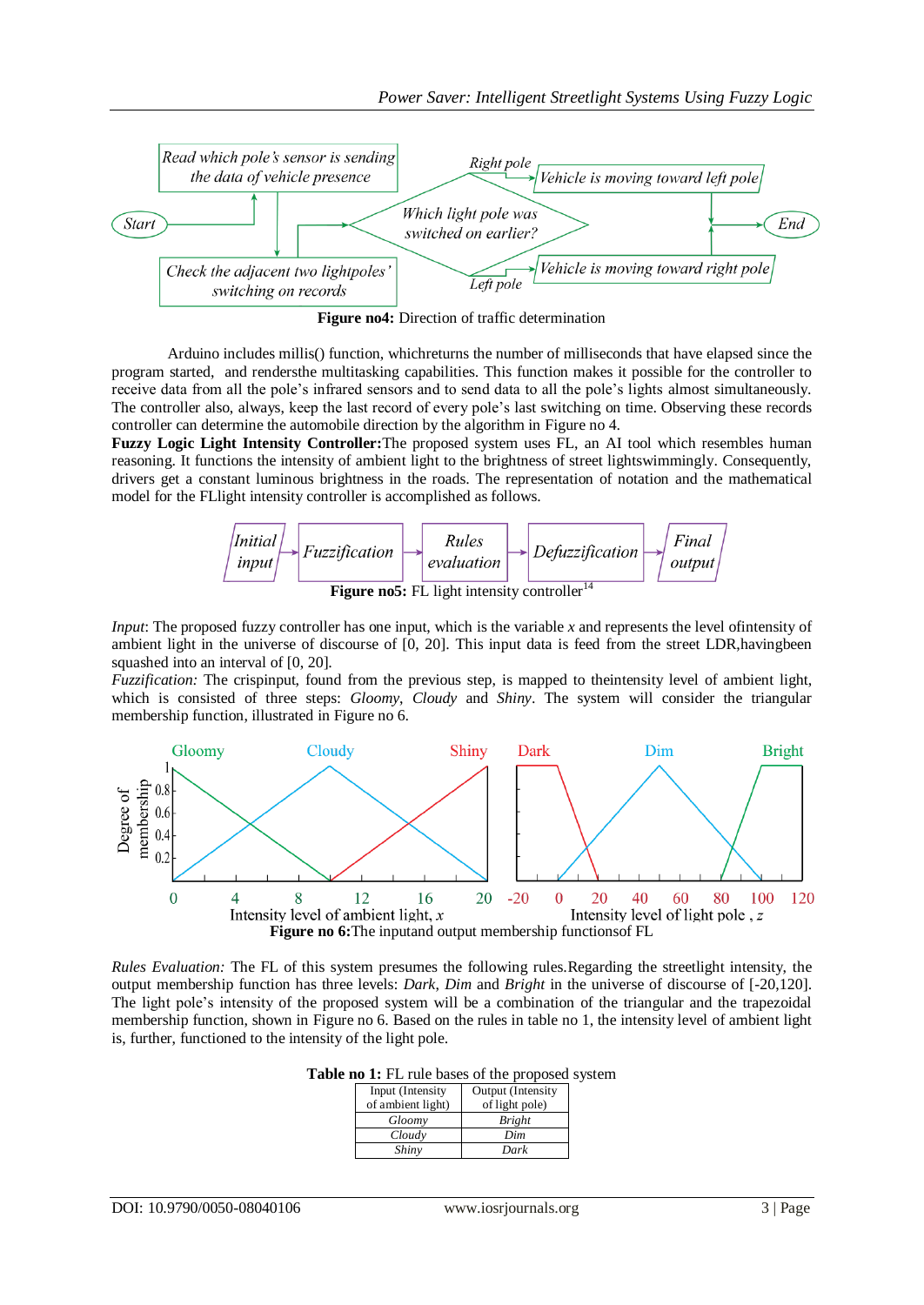**Figure no4:** Direction of traffic determination

Arduino includes millis() function, whichreturns the number of milliseconds that have elapsed since the program started, and rendersthe multitasking capabilities. This function makes it possible for the controller to receive data from all the pole's infrared sensors and to send data to all the pole's lights almost simultaneously. The controller also, always, keep the last record of every pole's last switching on time. Observing these records controller can determine the automobile direction by the algorithm in Figure no 4.

**Fuzzy Logic Light Intensity Controller:**The proposed system uses FL, an AI tool which resembles human reasoning. It functions the intensity of ambient light to the brightness of street lightswimmingly. Consequently, drivers get a constant luminous brightness in the roads. The representation of notation and the mathematical model for the FLlight intensity controller is accomplished as follows.

**Figure no5:** FL light intensity controller[14]

*Input*: The proposed fuzzy controller has one input, which is the variable $x$ and represents the level ofintensity of ambient light in the universe of discourse of [0, 20]. This input data is feed from the street LDR,havingbeen squashed into an interval of [0, 20].

*Fuzzification:* The crispinput, found from the previous step, is mapped to theintensity level of ambient light, which is consisted of three steps: *Gloomy*, *Cloudy* and *Shiny*. The system will consider the triangular membership function, illustrated in Figure no 6.

**Figure no 6:**The inputand output membership functionsof FL

*Rules Evaluation:* The FL of this system presumes the following rules.Regarding the streetlight intensity, the output membership function has three levels: *Dark*, *Dim* and *Bright* in the universe of discourse of [-20,120]. The light pole's intensity of the proposed system will be a combination of the triangular and the trapezoidal membership function, shown in Figure no 6. Based on the rules in table no 1, the intensity level of ambient light is, further, functioned to the intensity of the light pole.

**Table no 1:** FL rule bases of the proposed system

| Input (Intensity of ambient light) | Output (Intensity of light pole) |
|---|---|
| *Gloomy* | *Bright* |
| *Cloudy* | *Dim* |
| *Shiny* | *Dark* |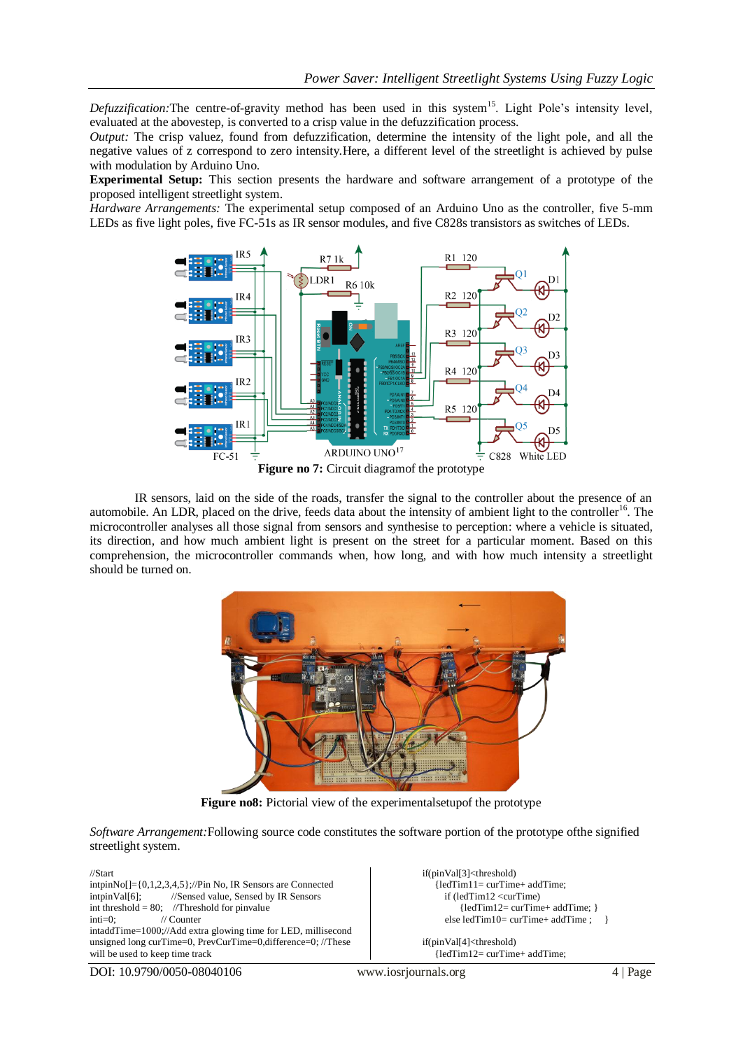*Defuzzification:*The centre-of-gravity method has been used in this system[15]. Light Pole's intensity level, evaluated at the abovestep, is converted to a crisp value in the defuzzification process.

*Output:* The crisp valuez, found from defuzzification, determine the intensity of the light pole, and all the negative values of z correspond to zero intensity.Here, a different level of the streetlight is achieved by pulse with modulation by Arduino Uno.

**Experimental Setup:** This section presents the hardware and software arrangement of a prototype of the proposed intelligent streetlight system.

*Hardware Arrangements:* The experimental setup composed of an Arduino Uno as the controller, five 5-mm LEDs as five light poles, five FC-51s as IR sensor modules, and five C828s transistors as switches of LEDs.

**Figure no 7:** Circuit diagramof the prototype

IR sensors, laid on the side of the roads, transfer the signal to the controller about the presence of an automobile. An LDR, placed on the drive, feeds data about the intensity of ambient light to the controller[16]. The microcontroller analyses all those signal from sensors and synthesise to perception: where a vehicle is situated, its direction, and how much ambient light is present on the street for a particular moment. Based on this comprehension, the microcontroller commands when, how long, and with how much intensity a streetlight should be turned on.

**Figure no8:** Pictorial view of the experimentalsetupof the prototype

*Software Arrangement:*Following source code constitutes the software portion of the prototype ofthe signified streetlight system.

```
//Start
intpinNo[]={0,1,2,3,4,5};//Pin No, IR Sensors are Connected
intpinVal[6];          //Sensed value, Sensed by IR Sensors
int threshold = 80;    //Threshold for pinvalue
inti=0;                // Counter
intaddTime=1000;//Add extra glowing time for LED, millisecond
unsigned long curTime=0, PrevCurTime=0,difference=0; //These
will be used to keep time track
```

```
if(pinVal[3]<threshold)
   {ledTim11= curTime+ addTime;
      if (ledTim12 <curTime)
          {ledTim12= curTime+ addTime; }
      else ledTim10= curTime+ addTime ;    }

if(pinVal[4]<threshold)
   {ledTim12= curTime+ addTime;
```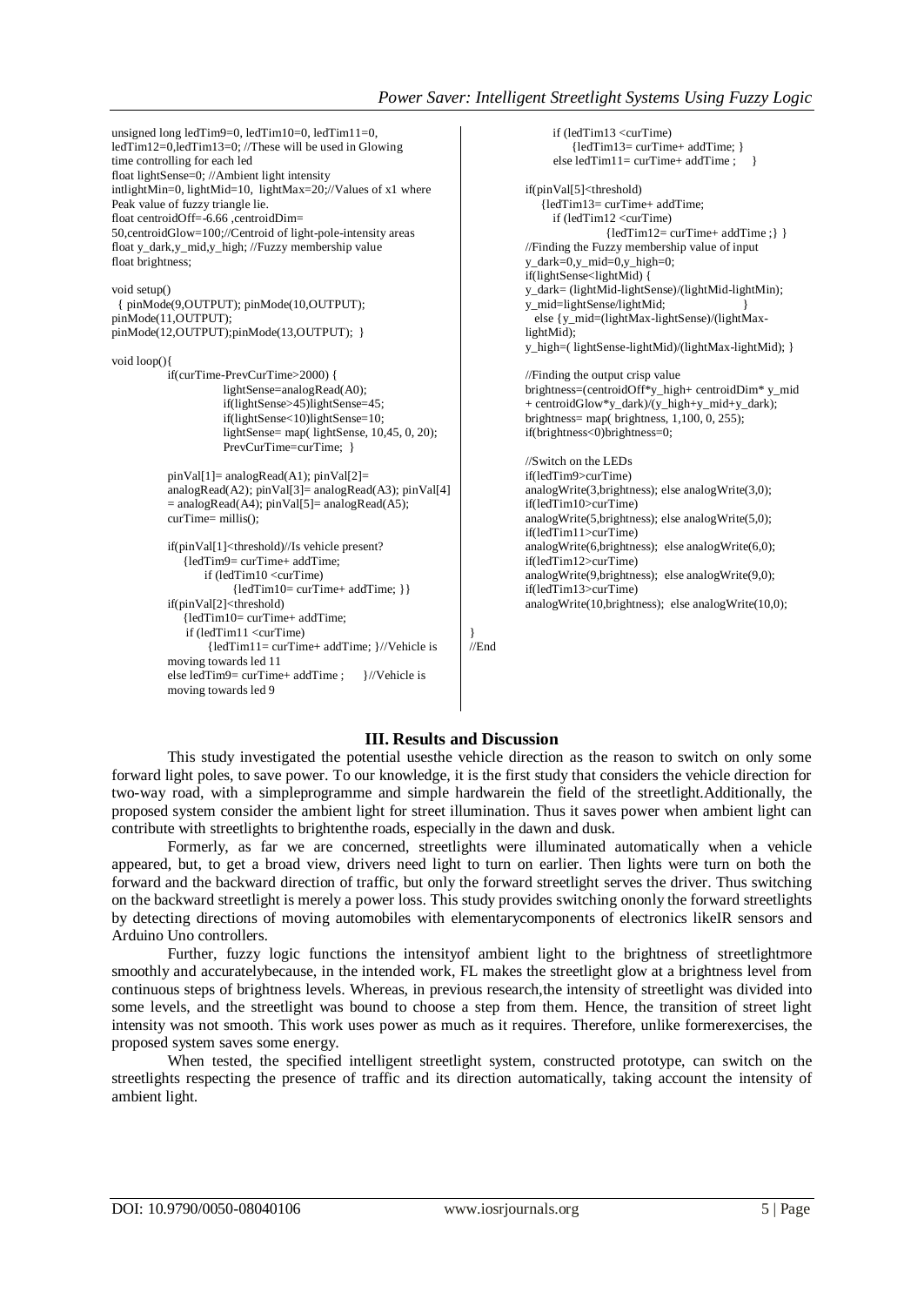```
unsigned long ledTim9=0, ledTim10=0, ledTim11=0,
ledTim12=0,ledTim13=0; //These will be used in Glowing
time controlling for each led
float lightSense=0; //Ambient light intensity
intlightMin=0, lightMid=10,  lightMax=20;//Values of x1 where
Peak value of fuzzy triangle lie.
float centroidOff=-6.66 ,centroidDim=
50,centroidGlow=100;//Centroid of light-pole-intensity areas
float y_dark,y_mid,y_high; //Fuzzy membership value
float brightness;

void setup()
  { pinMode(9,OUTPUT); pinMode(10,OUTPUT);
pinMode(11,OUTPUT);
pinMode(12,OUTPUT);pinMode(13,OUTPUT);  }

void loop(){
        if(curTime-PrevCurTime>2000) {
                lightSense=analogRead(A0);
                if(lightSense>45)lightSense=45;
                if(lightSense<10)lightSense=10;
                lightSense= map( lightSense, 10,45, 0, 20);
                PrevCurTime=curTime;  }

        pinVal[1]= analogRead(A1); pinVal[2]=
        analogRead(A2); pinVal[3]= analogRead(A3); pinVal[4]
        = analogRead(A4); pinVal[5]= analogRead(A5);
        curTime= millis();

        if(pinVal[1]<threshold)//Is vehicle present?
            {ledTim9= curTime+ addTime;
                if (ledTim10 <curTime)
                    {ledTim10= curTime+ addTime; }}
        if(pinVal[2]<threshold)
            {ledTim10= curTime+ addTime;
             if (ledTim11 <curTime)
                {ledTim11= curTime+ addTime; }//Vehicle is
        moving towards led 11
        else ledTim9= curTime+ addTime ;     }//Vehicle is
        moving towards led 9

            if (ledTim13 <curTime)
                {ledTim13= curTime+ addTime; }
            else ledTim11= curTime+ addTime ;    }

        if(pinVal[5]<threshold)
            {ledTim13= curTime+ addTime;
            if (ledTim12 <curTime)
                    {ledTim12= curTime+ addTime ;} }
        //Finding the Fuzzy membership value of input
        y_dark=0,y_mid=0,y_high=0;
        if(lightSense<lightMid) {
        y_dark= (lightMid-lightSense)/(lightMid-lightMin);
        y_mid=lightSense/lightMid;                       }
          else {y_mid=(lightMax-lightSense)/(lightMax-
        lightMid);
        y_high=( lightSense-lightMid)/(lightMax-lightMid); }

        //Finding the output crisp value
        brightness=(centroidOff*y_high+ centroidDim* y_mid
        + centroidGlow*y_dark)/(y_high+y_mid+y_dark);
        brightness= map( brightness, 1,100, 0, 255);
        if(brightness<0)brightness=0;

        //Switch on the LEDs
        if(ledTim9>curTime)
        analogWrite(3,brightness); else analogWrite(3,0);
        if(ledTim10>curTime)
        analogWrite(5,brightness); else analogWrite(5,0);
        if(ledTim11>curTime)
        analogWrite(6,brightness);  else analogWrite(6,0);
        if(ledTim12>curTime)
        analogWrite(9,brightness);  else analogWrite(9,0);
        if(ledTim13>curTime)
        analogWrite(10,brightness);  else analogWrite(10,0);

}
//End
```

## III. Results and Discussion

This study investigated the potential usesthe vehicle direction as the reason to switch on only some forward light poles, to save power. To our knowledge, it is the first study that considers the vehicle direction for two-way road, with a simpleprogramme and simple hardwarein the field of the streetlight.Additionally, the proposed system consider the ambient light for street illumination. Thus it saves power when ambient light can contribute with streetlights to brightenthe roads, especially in the dawn and dusk.

Formerly, as far we are concerned, streetlights were illuminated automatically when a vehicle appeared, but, to get a broad view, drivers need light to turn on earlier. Then lights were turn on both the forward and the backward direction of traffic, but only the forward streetlight serves the driver. Thus switching on the backward streetlight is merely a power loss. This study provides switching ononly the forward streetlights by detecting directions of moving automobiles with elementarycomponents of electronics likeIR sensors and Arduino Uno controllers.

Further, fuzzy logic functions the intensityof ambient light to the brightness of streetlightmore smoothly and accuratelybecause, in the intended work, FL makes the streetlight glow at a brightness level from continuous steps of brightness levels. Whereas, in previous research,the intensity of streetlight was divided into some levels, and the streetlight was bound to choose a step from them. Hence, the transition of street light intensity was not smooth. This work uses power as much as it requires. Therefore, unlike formerexercises, the proposed system saves some energy.

When tested, the specified intelligent streetlight system, constructed prototype, can switch on the streetlights respecting the presence of traffic and its direction automatically, taking account the intensity of ambient light.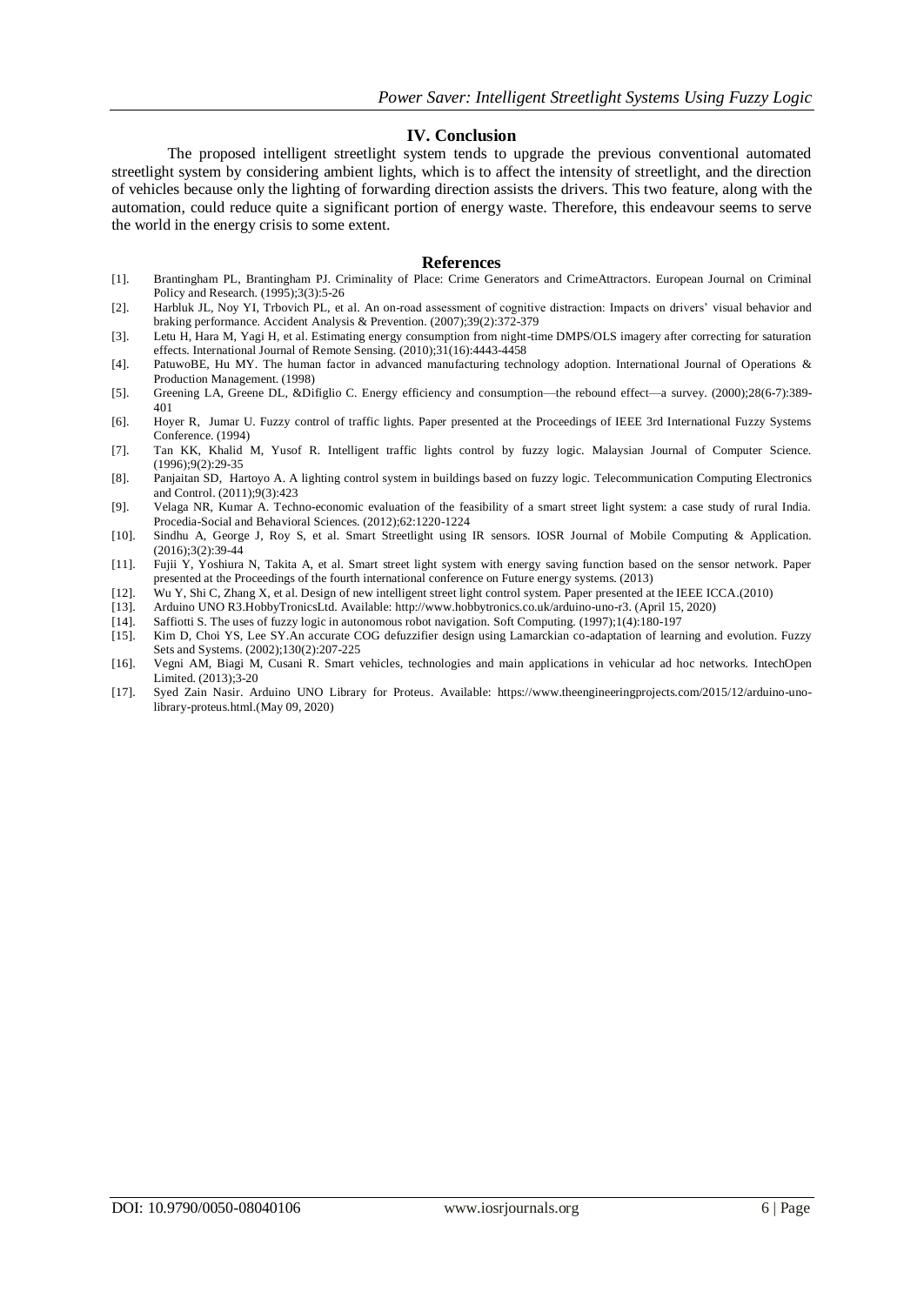## IV. Conclusion

The proposed intelligent streetlight system tends to upgrade the previous conventional automated streetlight system by considering ambient lights, which is to affect the intensity of streetlight, and the direction of vehicles because only the lighting of forwarding direction assists the drivers. This two feature, along with the automation, could reduce quite a significant portion of energy waste. Therefore, this endeavour seems to serve the world in the energy crisis to some extent.

## References

[1]. Brantingham PL, Brantingham PJ. Criminality of Place: Crime Generators and CrimeAttractors. European Journal on Criminal Policy and Research. (1995);3(3):5-26

[2]. Harbluk JL, Noy YI, Trbovich PL, et al. An on-road assessment of cognitive distraction: Impacts on drivers' visual behavior and braking performance. Accident Analysis & Prevention. (2007);39(2):372-379

[3]. Letu H, Hara M, Yagi H, et al. Estimating energy consumption from night-time DMPS/OLS imagery after correcting for saturation effects. International Journal of Remote Sensing. (2010);31(16):4443-4458

[4]. PatuwoBE, Hu MY. The human factor in advanced manufacturing technology adoption. International Journal of Operations & Production Management. (1998)

[5]. Greening LA, Greene DL, &Difiglio C. Energy efficiency and consumption—the rebound effect—a survey. (2000);28(6-7):389-401

[6]. Hoyer R, Jumar U. Fuzzy control of traffic lights. Paper presented at the Proceedings of IEEE 3rd International Fuzzy Systems Conference. (1994)

[7]. Tan KK, Khalid M, Yusof R. Intelligent traffic lights control by fuzzy logic. Malaysian Journal of Computer Science. (1996);9(2):29-35

[8]. Panjaitan SD, Hartoyo A. A lighting control system in buildings based on fuzzy logic. Telecommunication Computing Electronics and Control. (2011);9(3):423

[9]. Velaga NR, Kumar A. Techno-economic evaluation of the feasibility of a smart street light system: a case study of rural India. Procedia-Social and Behavioral Sciences. (2012);62:1220-1224

[10]. Sindhu A, George J, Roy S, et al. Smart Streetlight using IR sensors. IOSR Journal of Mobile Computing & Application. (2016);3(2):39-44

[11]. Fujii Y, Yoshiura N, Takita A, et al. Smart street light system with energy saving function based on the sensor network. Paper presented at the Proceedings of the fourth international conference on Future energy systems. (2013)

[12]. Wu Y, Shi C, Zhang X, et al. Design of new intelligent street light control system. Paper presented at the IEEE ICCA.(2010)

[13]. Arduino UNO R3.HobbyTronicsLtd. Available: http://www.hobbytronics.co.uk/arduino-uno-r3. (April 15, 2020)

[14]. Saffiotti S. The uses of fuzzy logic in autonomous robot navigation. Soft Computing. (1997);1(4):180-197

[15]. Kim D, Choi YS, Lee SY.An accurate COG defuzzifier design using Lamarckian co-adaptation of learning and evolution. Fuzzy Sets and Systems. (2002);130(2):207-225

[16]. Vegni AM, Biagi M, Cusani R. Smart vehicles, technologies and main applications in vehicular ad hoc networks. IntechOpen Limited. (2013);3-20

[17]. Syed Zain Nasir. Arduino UNO Library for Proteus. Available: https://www.theengineeringprojects.com/2015/12/arduino-uno-library-proteus.html.(May 09, 2020)